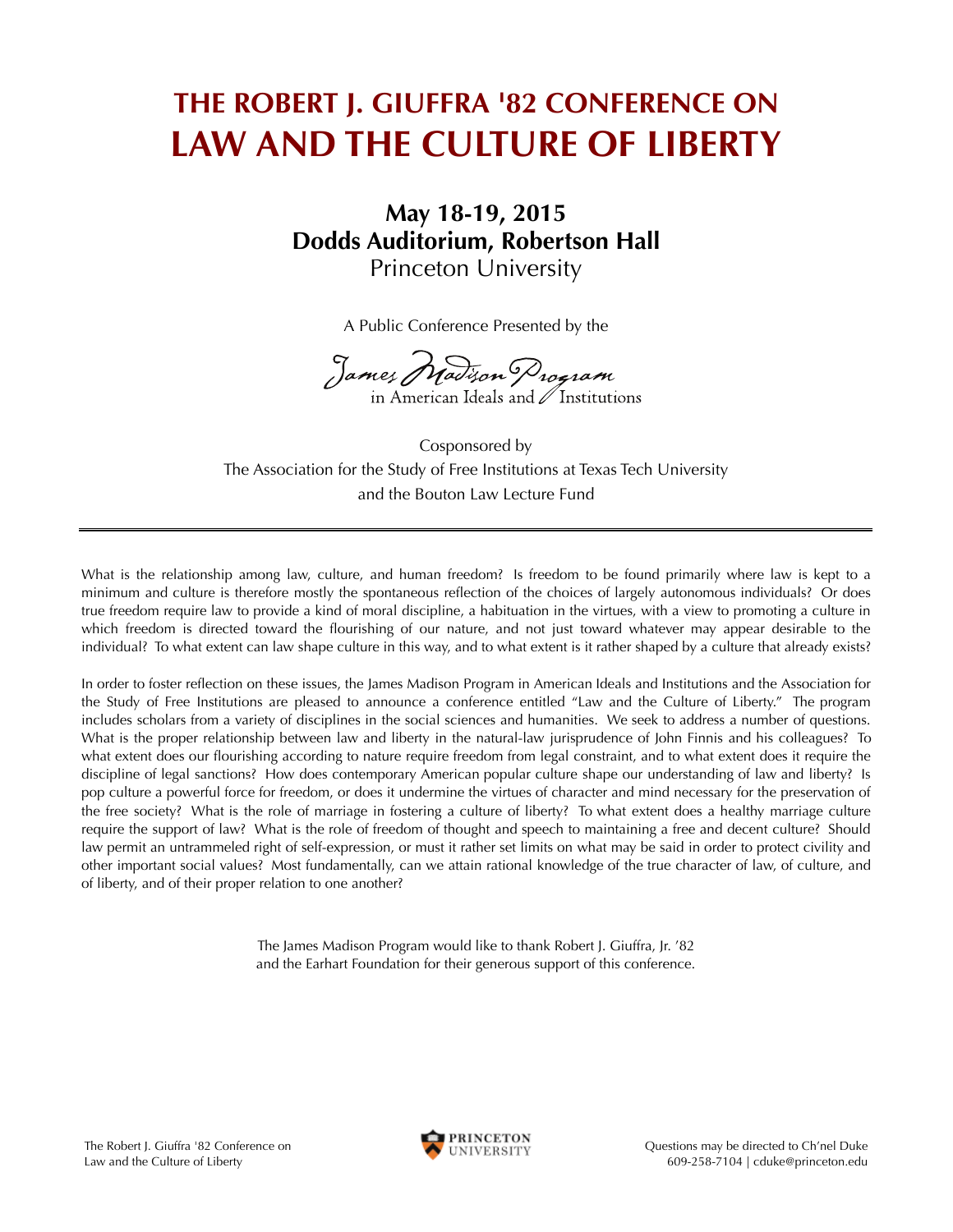# THE ROBERT J. GIUFFRA '82 CONFERENCE ON
# LAW AND THE CULTURE OF LIBERTY

**May 18-19, 2015**
**Dodds Auditorium, Robertson Hall**
Princeton University

A Public Conference Presented by the

James Madison Program
in American Ideals and Institutions

Cosponsored by
The Association for the Study of Free Institutions at Texas Tech University
and the Bouton Law Lecture Fund

---

What is the relationship among law, culture, and human freedom? Is freedom to be found primarily where law is kept to a minimum and culture is therefore mostly the spontaneous reflection of the choices of largely autonomous individuals? Or does true freedom require law to provide a kind of moral discipline, a habituation in the virtues, with a view to promoting a culture in which freedom is directed toward the flourishing of our nature, and not just toward whatever may appear desirable to the individual? To what extent can law shape culture in this way, and to what extent is it rather shaped by a culture that already exists?

In order to foster reflection on these issues, the James Madison Program in American Ideals and Institutions and the Association for the Study of Free Institutions are pleased to announce a conference entitled "Law and the Culture of Liberty." The program includes scholars from a variety of disciplines in the social sciences and humanities. We seek to address a number of questions. What is the proper relationship between law and liberty in the natural-law jurisprudence of John Finnis and his colleagues? To what extent does our flourishing according to nature require freedom from legal constraint, and to what extent does it require the discipline of legal sanctions? How does contemporary American popular culture shape our understanding of law and liberty? Is pop culture a powerful force for freedom, or does it undermine the virtues of character and mind necessary for the preservation of the free society? What is the role of marriage in fostering a culture of liberty? To what extent does a healthy marriage culture require the support of law? What is the role of freedom of thought and speech to maintaining a free and decent culture? Should law permit an untrammeled right of self-expression, or must it rather set limits on what may be said in order to protect civility and other important social values? Most fundamentally, can we attain rational knowledge of the true character of law, of culture, and of liberty, and of their proper relation to one another?

The James Madison Program would like to thank Robert J. Giuffra, Jr. '82
and the Earhart Foundation for their generous support of this conference.

Questions may be directed to Ch'nel Duke
609-258-7104 | cduke@princeton.edu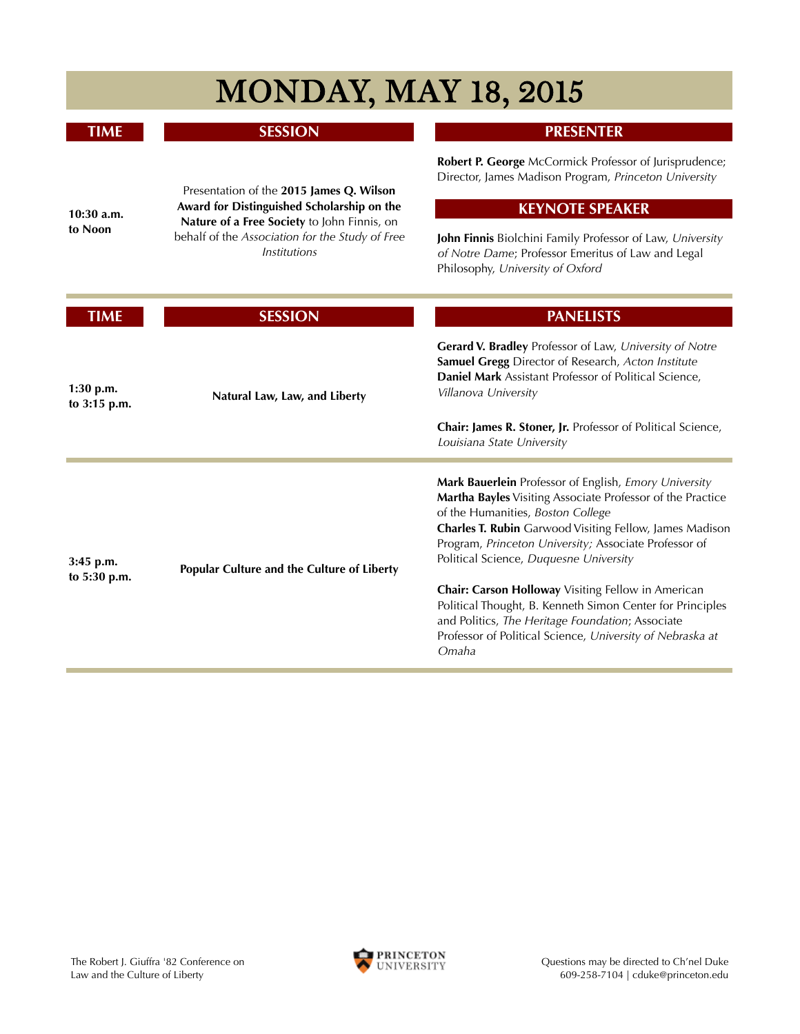# MONDAY, MAY 18, 2015

| TIME | SESSION | PRESENTER |
|---|---|---|
| 10:30 a.m. to Noon | Presentation of the **2015 James Q. Wilson Award for Distinguished Scholarship on the Nature of a Free Society** to John Finnis, on behalf of the *Association for the Study of Free Institutions* | **Robert P. George** McCormick Professor of Jurisprudence; Director, James Madison Program, *Princeton University*<br><br>**KEYNOTE SPEAKER**<br><br>**John Finnis** Biolchini Family Professor of Law, *University of Notre Dame*; Professor Emeritus of Law and Legal Philosophy, *University of Oxford* |

| TIME | SESSION | PANELISTS |
|---|---|---|
| 1:30 p.m. to 3:15 p.m. | **Natural Law, Law, and Liberty** | **Gerard V. Bradley** Professor of Law, *University of Notre*<br>**Samuel Gregg** Director of Research, *Acton Institute*<br>**Daniel Mark** Assistant Professor of Political Science, *Villanova University*<br><br>**Chair: James R. Stoner, Jr.** Professor of Political Science, *Louisiana State University* |
| 3:45 p.m. to 5:30 p.m. | **Popular Culture and the Culture of Liberty** | **Mark Bauerlein** Professor of English, *Emory University*<br>**Martha Bayles** Visiting Associate Professor of the Practice of the Humanities, *Boston College*<br>**Charles T. Rubin** Garwood Visiting Fellow, James Madison Program, *Princeton University;* Associate Professor of Political Science, *Duquesne University*<br><br>**Chair: Carson Holloway** Visiting Fellow in American Political Thought, B. Kenneth Simon Center for Principles and Politics, *The Heritage Foundation*; Associate Professor of Political Science, *University of Nebraska at Omaha* |

The Robert J. Giuffra '82 Conference on Law and the Culture of Liberty

Questions may be directed to Ch'nel Duke
609-258-7104 | cduke@princeton.edu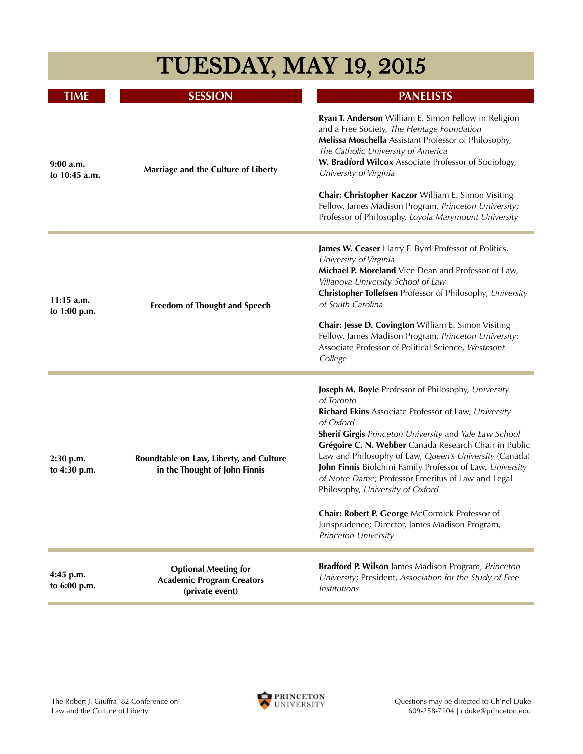# TUESDAY, MAY 19, 2015

| TIME | SESSION | PANELISTS |
|---|---|---|
| **9:00 a.m. to 10:45 a.m.** | **Marriage and the Culture of Liberty** | **Ryan T. Anderson** William E. Simon Fellow in Religion and a Free Society, *The Heritage Foundation*<br>**Melissa Moschella** Assistant Professor of Philosophy, *The Catholic University of America*<br>**W. Bradford Wilcox** Associate Professor of Sociology, *University of Virginia*<br><br>**Chair: Christopher Kaczor** William E. Simon Visiting Fellow, James Madison Program, *Princeton University;* Professor of Philosophy, *Loyola Marymount University* |
| **11:15 a.m. to 1:00 p.m.** | **Freedom of Thought and Speech** | **James W. Ceaser** Harry F. Byrd Professor of Politics, *University of Virginia*<br>**Michael P. Moreland** Vice Dean and Professor of Law, *Villanova University School of Law*<br>**Christopher Tollefsen** Professor of Philosophy, *University of South Carolina*<br><br>**Chair: Jesse D. Covington** William E. Simon Visiting Fellow, James Madison Program, *Princeton University*; Associate Professor of Political Science, *Westmont College* |
| **2:30 p.m. to 4:30 p.m.** | **Roundtable on Law, Liberty, and Culture in the Thought of John Finnis** | **Joseph M. Boyle** Professor of Philosophy, *University of Toronto*<br>**Richard Ekins** Associate Professor of Law, *University of Oxford*<br>**Sherif Girgis** *Princeton University* and *Yale Law School*<br>**Grégoire C. N. Webber** Canada Research Chair in Public Law and Philosophy of Law, *Queen's University* (Canada)<br>**John Finnis** Biolchini Family Professor of Law, *University of Notre Dame*; Professor Emeritus of Law and Legal Philosophy, *University of Oxford*<br><br>**Chair: Robert P. George** McCormick Professor of Jurisprudence; Director, James Madison Program, *Princeton University* |
| **4:45 p.m. to 6:00 p.m.** | **Optional Meeting for Academic Program Creators (private event)** | **Bradford P. Wilson** James Madison Program, *Princeton University*; President, *Association for the Study of Free Institutions* |

The Robert J. Giuffra '82 Conference on Law and the Culture of Liberty

Questions may be directed to Ch'nel Duke
609-258-7104 | cduke@princeton.edu